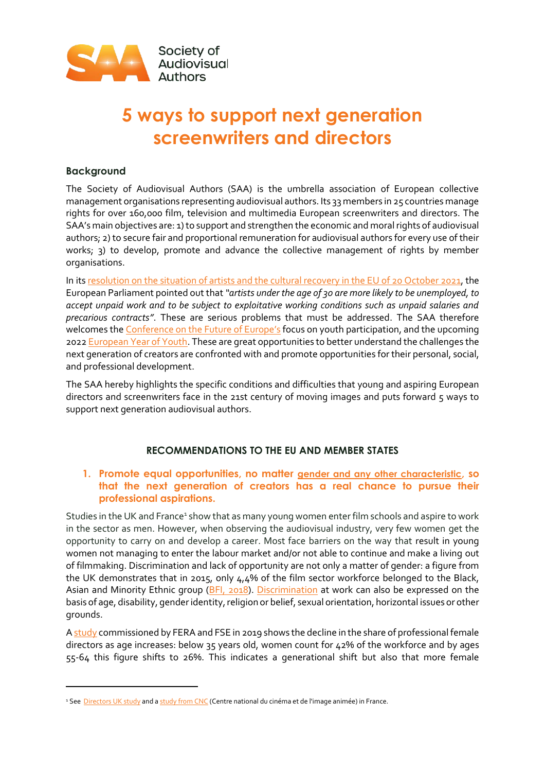Society of Audiovisual Authors

# 5 ways to support next generation screenwriters and directors

## Background

The Society of Audiovisual Authors (SAA) is the umbrella association of European collective management organisations representing audiovisual authors. Its 33 members in 25 countries manage rights for over 160,000 film, television and multimedia European screenwriters and directors. The SAA's main objectives are: 1) to support and strengthen the economic and moral rights of audiovisual authors; 2) to secure fair and proportional remuneration for audiovisual authors for every use of their works; 3) to develop, promote and advance the collective management of rights by member organisations.

In its resolution on the situation of artists and the cultural recovery in the EU of 20 October 2021, the European Parliament pointed out that *"artists under the age of 30 are more likely to be unemployed, to accept unpaid work and to be subject to exploitative working conditions such as unpaid salaries and precarious contracts"*. These are serious problems that must be addressed. The SAA therefore welcomes the Conference on the Future of Europe's focus on youth participation, and the upcoming 2022 European Year of Youth. These are great opportunities to better understand the challenges the next generation of creators are confronted with and promote opportunities for their personal, social, and professional development.

The SAA hereby highlights the specific conditions and difficulties that young and aspiring European directors and screenwriters face in the 21st century of moving images and puts forward 5 ways to support next generation audiovisual authors.

## RECOMMENDATIONS TO THE EU AND MEMBER STATES

### 1. Promote equal opportunities, no matter gender and any other characteristic, so that the next generation of creators has a real chance to pursue their professional aspirations.

Studies in the UK and France[1] show that as many young women enter film schools and aspire to work in the sector as men. However, when observing the audiovisual industry, very few women get the opportunity to carry on and develop a career. Most face barriers on the way that result in young women not managing to enter the labour market and/or not able to continue and make a living out of filmmaking. Discrimination and lack of opportunity are not only a matter of gender: a figure from the UK demonstrates that in 2015, only 4,4% of the film sector workforce belonged to the Black, Asian and Minority Ethnic group (BFI, 2018). Discrimination at work can also be expressed on the basis of age, disability, gender identity, religion or belief, sexual orientation, horizontal issues or other grounds.

A study commissioned by FERA and FSE in 2019 shows the decline in the share of professional female directors as age increases: below 35 years old, women count for 42% of the workforce and by ages 55-64 this figure shifts to 26%. This indicates a generational shift but also that more female

---

[1] See Directors UK study and a study from CNC (Centre national du cinéma et de l'image animée) in France.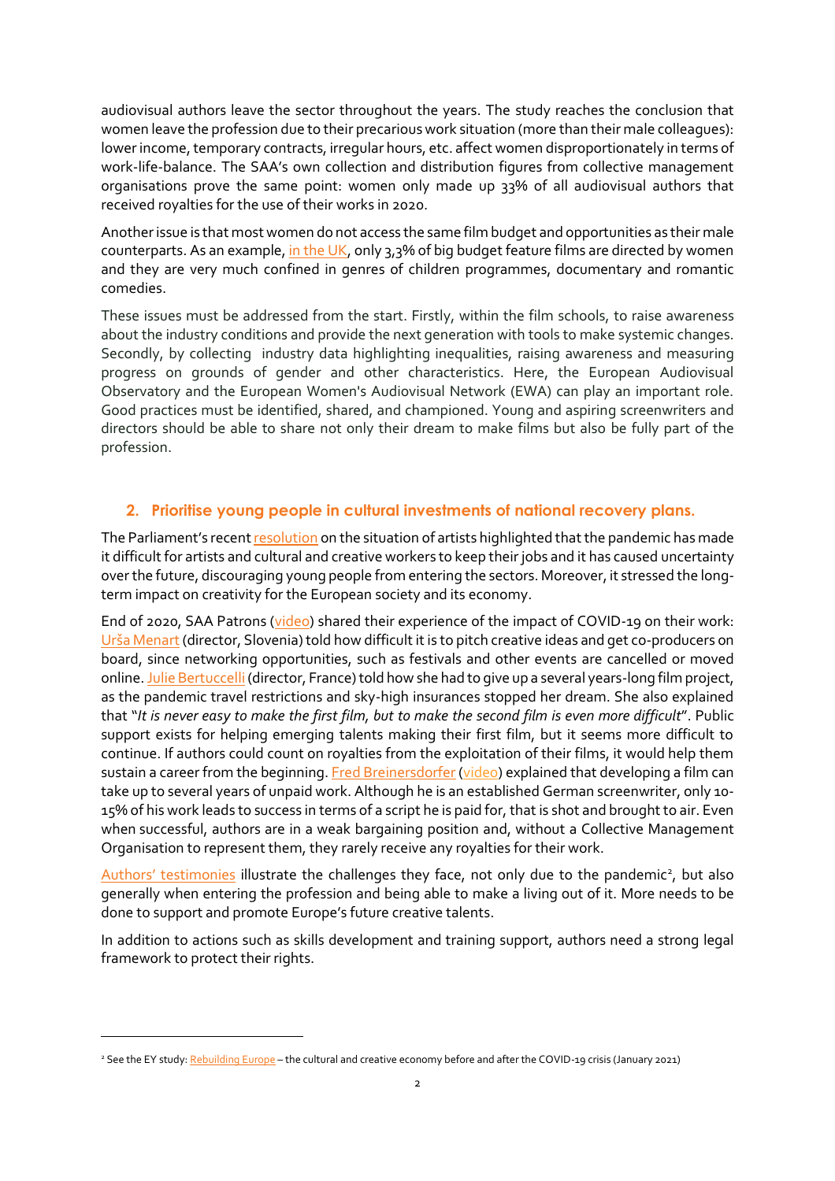audiovisual authors leave the sector throughout the years. The study reaches the conclusion that women leave the profession due to their precarious work situation (more than their male colleagues): lower income, temporary contracts, irregular hours, etc. affect women disproportionately in terms of work-life-balance. The SAA's own collection and distribution figures from collective management organisations prove the same point: women only made up 33% of all audiovisual authors that received royalties for the use of their works in 2020.

Another issue is that most women do not access the same film budget and opportunities as their male counterparts. As an example, in the UK, only 3,3% of big budget feature films are directed by women and they are very much confined in genres of children programmes, documentary and romantic comedies.

These issues must be addressed from the start. Firstly, within the film schools, to raise awareness about the industry conditions and provide the next generation with tools to make systemic changes. Secondly, by collecting industry data highlighting inequalities, raising awareness and measuring progress on grounds of gender and other characteristics. Here, the European Audiovisual Observatory and the European Women's Audiovisual Network (EWA) can play an important role. Good practices must be identified, shared, and championed. Young and aspiring screenwriters and directors should be able to share not only their dream to make films but also be fully part of the profession.

## 2. Prioritise young people in cultural investments of national recovery plans.

The Parliament's recent resolution on the situation of artists highlighted that the pandemic has made it difficult for artists and cultural and creative workers to keep their jobs and it has caused uncertainty over the future, discouraging young people from entering the sectors. Moreover, it stressed the long-term impact on creativity for the European society and its economy.

End of 2020, SAA Patrons (video) shared their experience of the impact of COVID-19 on their work: Urša Menart (director, Slovenia) told how difficult it is to pitch creative ideas and get co-producers on board, since networking opportunities, such as festivals and other events are cancelled or moved online. Julie Bertuccelli (director, France) told how she had to give up a several years-long film project, as the pandemic travel restrictions and sky-high insurances stopped her dream. She also explained that "*It is never easy to make the first film, but to make the second film is even more difficult*". Public support exists for helping emerging talents making their first film, but it seems more difficult to continue. If authors could count on royalties from the exploitation of their films, it would help them sustain a career from the beginning. Fred Breinersdorfer (video) explained that developing a film can take up to several years of unpaid work. Although he is an established German screenwriter, only 10-15% of his work leads to success in terms of a script he is paid for, that is shot and brought to air. Even when successful, authors are in a weak bargaining position and, without a Collective Management Organisation to represent them, they rarely receive any royalties for their work.

Authors' testimonies illustrate the challenges they face, not only due to the pandemic[2], but also generally when entering the profession and being able to make a living out of it. More needs to be done to support and promote Europe's future creative talents.

In addition to actions such as skills development and training support, authors need a strong legal framework to protect their rights.

[2] See the EY study: Rebuilding Europe – the cultural and creative economy before and after the COVID-19 crisis (January 2021)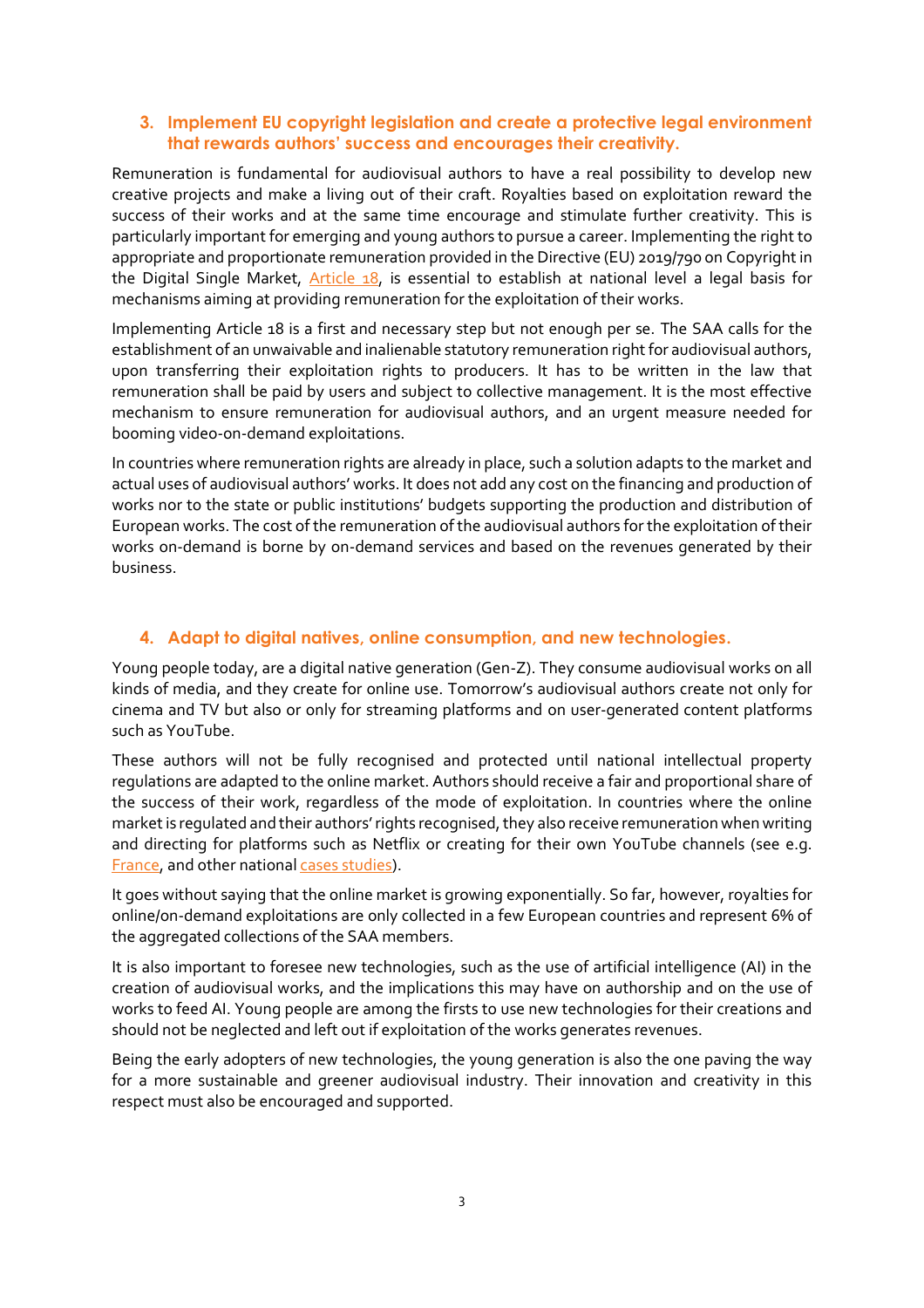## 3. Implement EU copyright legislation and create a protective legal environment that rewards authors' success and encourages their creativity.

Remuneration is fundamental for audiovisual authors to have a real possibility to develop new creative projects and make a living out of their craft. Royalties based on exploitation reward the success of their works and at the same time encourage and stimulate further creativity. This is particularly important for emerging and young authors to pursue a career. Implementing the right to appropriate and proportionate remuneration provided in the Directive (EU) 2019/790 on Copyright in the Digital Single Market, Article 18, is essential to establish at national level a legal basis for mechanisms aiming at providing remuneration for the exploitation of their works.

Implementing Article 18 is a first and necessary step but not enough per se. The SAA calls for the establishment of an unwaivable and inalienable statutory remuneration right for audiovisual authors, upon transferring their exploitation rights to producers. It has to be written in the law that remuneration shall be paid by users and subject to collective management. It is the most effective mechanism to ensure remuneration for audiovisual authors, and an urgent measure needed for booming video-on-demand exploitations.

In countries where remuneration rights are already in place, such a solution adapts to the market and actual uses of audiovisual authors' works. It does not add any cost on the financing and production of works nor to the state or public institutions' budgets supporting the production and distribution of European works. The cost of the remuneration of the audiovisual authors for the exploitation of their works on-demand is borne by on-demand services and based on the revenues generated by their business.

## 4. Adapt to digital natives, online consumption, and new technologies.

Young people today, are a digital native generation (Gen-Z). They consume audiovisual works on all kinds of media, and they create for online use. Tomorrow's audiovisual authors create not only for cinema and TV but also or only for streaming platforms and on user-generated content platforms such as YouTube.

These authors will not be fully recognised and protected until national intellectual property regulations are adapted to the online market. Authors should receive a fair and proportional share of the success of their work, regardless of the mode of exploitation. In countries where the online market is regulated and their authors' rights recognised, they also receive remuneration when writing and directing for platforms such as Netflix or creating for their own YouTube channels (see e.g. France, and other national cases studies).

It goes without saying that the online market is growing exponentially. So far, however, royalties for online/on-demand exploitations are only collected in a few European countries and represent 6% of the aggregated collections of the SAA members.

It is also important to foresee new technologies, such as the use of artificial intelligence (AI) in the creation of audiovisual works, and the implications this may have on authorship and on the use of works to feed AI. Young people are among the firsts to use new technologies for their creations and should not be neglected and left out if exploitation of the works generates revenues.

Being the early adopters of new technologies, the young generation is also the one paving the way for a more sustainable and greener audiovisual industry. Their innovation and creativity in this respect must also be encouraged and supported.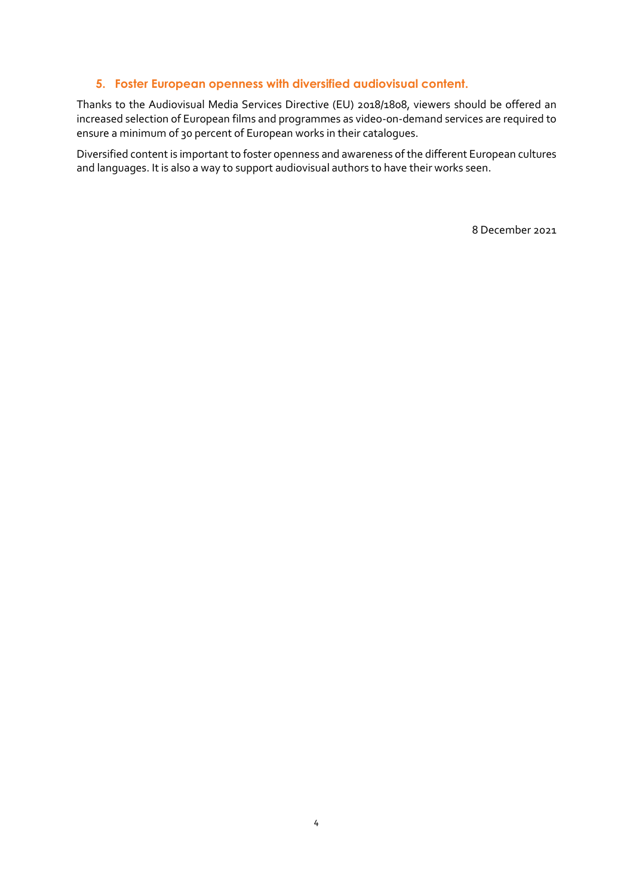## 5. Foster European openness with diversified audiovisual content.

Thanks to the Audiovisual Media Services Directive (EU) 2018/1808, viewers should be offered an increased selection of European films and programmes as video-on-demand services are required to ensure a minimum of 30 percent of European works in their catalogues.

Diversified content is important to foster openness and awareness of the different European cultures and languages. It is also a way to support audiovisual authors to have their works seen.

8 December 2021